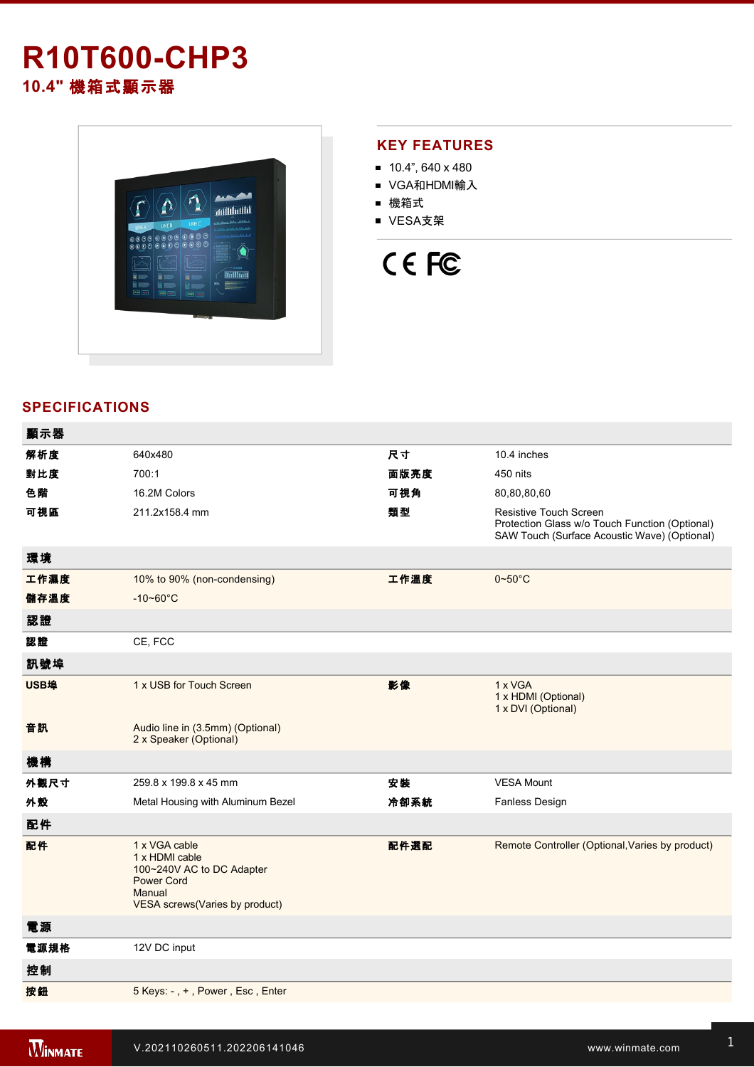# R10T600-CHP3

## 10.4" 機箱式顯示器

## KEY FEATURES

- 10.4", 640 x 480
- VGA和HDMI輸入
- 機箱式
- VESA支架

## SPECIFICATIONS

| 顯示器 | | | |
|---|---|---|---|
| 解析度 | 640x480 | 尺寸 | 10.4 inches |
| 對比度 | 700:1 | 面版亮度 | 450 nits |
| 色階 | 16.2M Colors | 可視角 | 80,80,80,60 |
| 可視區 | 211.2x158.4 mm | 類型 | Resistive Touch Screen<br>Protection Glass w/o Touch Function (Optional)<br>SAW Touch (Surface Acoustic Wave) (Optional) |
| **環境** | | | |
| 工作濕度 | 10% to 90% (non-condensing) | 工作溫度 | 0~50°C |
| 儲存溫度 | -10~60°C | | |
| **認證** | | | |
| 認證 | CE, FCC | | |
| **訊號埠** | | | |
| USB埠 | 1 x USB for Touch Screen | 影像 | 1 x VGA<br>1 x HDMI (Optional)<br>1 x DVI (Optional) |
| 音訊 | Audio line in (3.5mm) (Optional)<br>2 x Speaker (Optional) | | |
| **機構** | | | |
| 外觀尺寸 | 259.8 x 199.8 x 45 mm | 安裝 | VESA Mount |
| 外殼 | Metal Housing with Aluminum Bezel | 冷卻系統 | Fanless Design |
| **配件** | | | |
| 配件 | 1 x VGA cable<br>1 x HDMI cable<br>100~240V AC to DC Adapter<br>Power Cord<br>Manual<br>VESA screws(Varies by product) | 配件選配 | Remote Controller (Optional,Varies by product) |
| **電源** | | | |
| 電源規格 | 12V DC input | | |
| **控制** | | | |
| 按鈕 | 5 Keys: - , + , Power , Esc , Enter | | |

V.202110260511.202206141046

www.winmate.com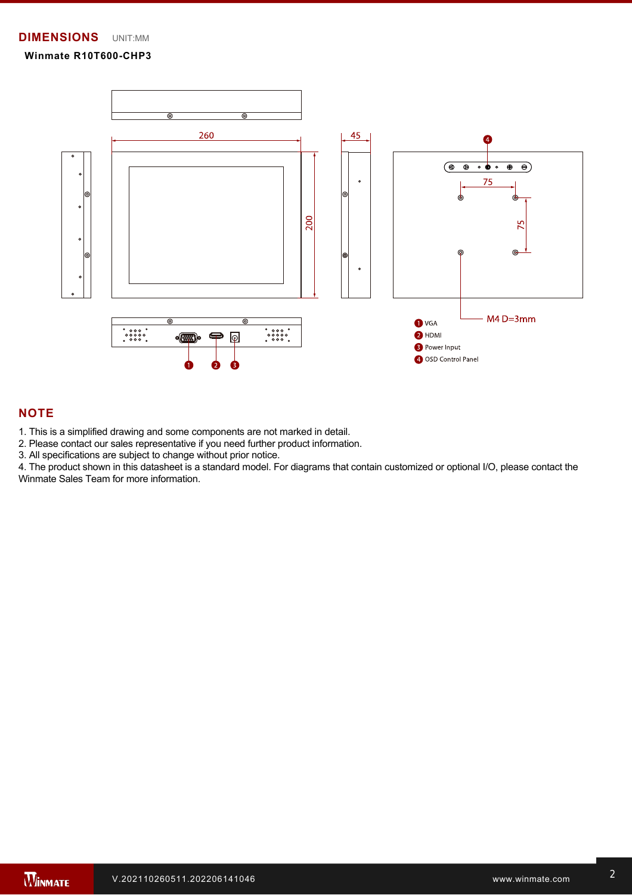## DIMENSIONS UNIT:MM

**Winmate R10T600-CHP3**

260

200

45

75

75

M4 D=3mm

1 VGA
2 HDMI
3 Power Input
4 OSD Control Panel

## NOTE

1. This is a simplified drawing and some components are not marked in detail.
2. Please contact our sales representative if you need further product information.
3. All specifications are subject to change without prior notice.
4. The product shown in this datasheet is a standard model. For diagrams that contain customized or optional I/O, please contact the Winmate Sales Team for more information.